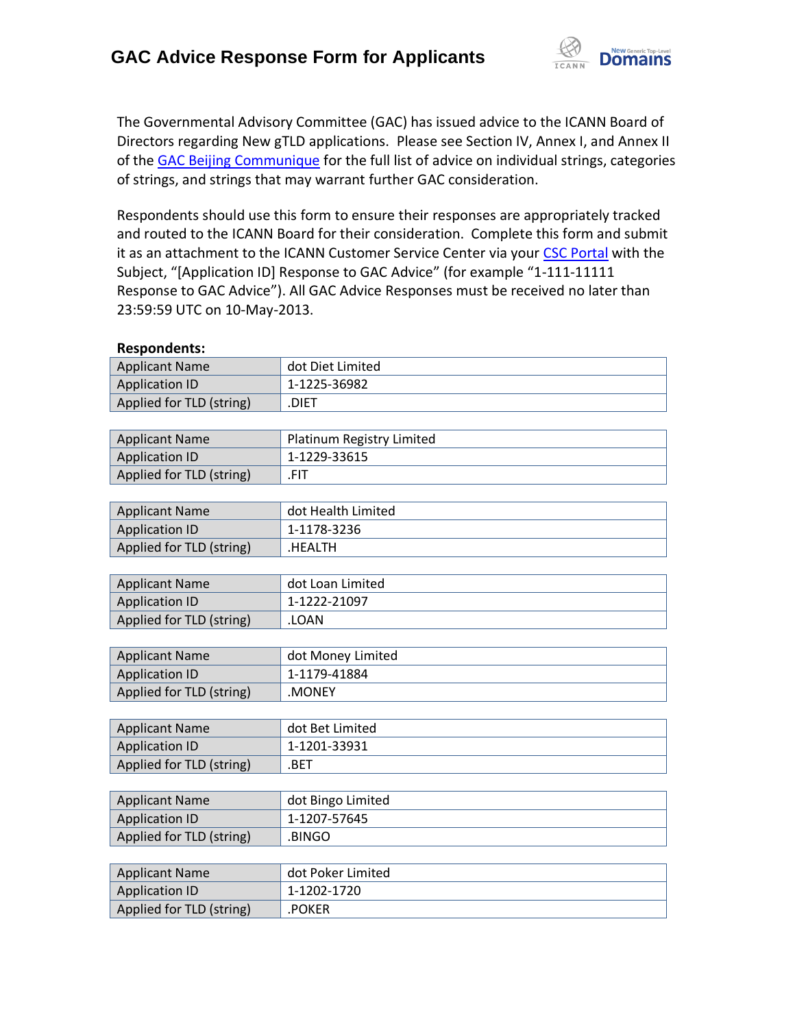# GAC Advice Response Form for Applicants

The Governmental Advisory Committee (GAC) has issued advice to the ICANN Board of Directors regarding New gTLD applications. Please see Section IV, Annex I, and Annex II of the GAC Beijing Communique for the full list of advice on individual strings, categories of strings, and strings that may warrant further GAC consideration.

Respondents should use this form to ensure their responses are appropriately tracked and routed to the ICANN Board for their consideration. Complete this form and submit it as an attachment to the ICANN Customer Service Center via your CSC Portal with the Subject, "[Application ID] Response to GAC Advice" (for example "1-111-11111 Response to GAC Advice"). All GAC Advice Responses must be received no later than 23:59:59 UTC on 10-May-2013.

**Respondents:**

| Applicant Name | dot Diet Limited |
|---|---|
| Application ID | 1-1225-36982 |
| Applied for TLD (string) | .DIET |

| Applicant Name | Platinum Registry Limited |
|---|---|
| Application ID | 1-1229-33615 |
| Applied for TLD (string) | .FIT |

| Applicant Name | dot Health Limited |
|---|---|
| Application ID | 1-1178-3236 |
| Applied for TLD (string) | .HEALTH |

| Applicant Name | dot Loan Limited |
|---|---|
| Application ID | 1-1222-21097 |
| Applied for TLD (string) | .LOAN |

| Applicant Name | dot Money Limited |
|---|---|
| Application ID | 1-1179-41884 |
| Applied for TLD (string) | .MONEY |

| Applicant Name | dot Bet Limited |
|---|---|
| Application ID | 1-1201-33931 |
| Applied for TLD (string) | .BET |

| Applicant Name | dot Bingo Limited |
|---|---|
| Application ID | 1-1207-57645 |
| Applied for TLD (string) | .BINGO |

| Applicant Name | dot Poker Limited |
|---|---|
| Application ID | 1-1202-1720 |
| Applied for TLD (string) | .POKER |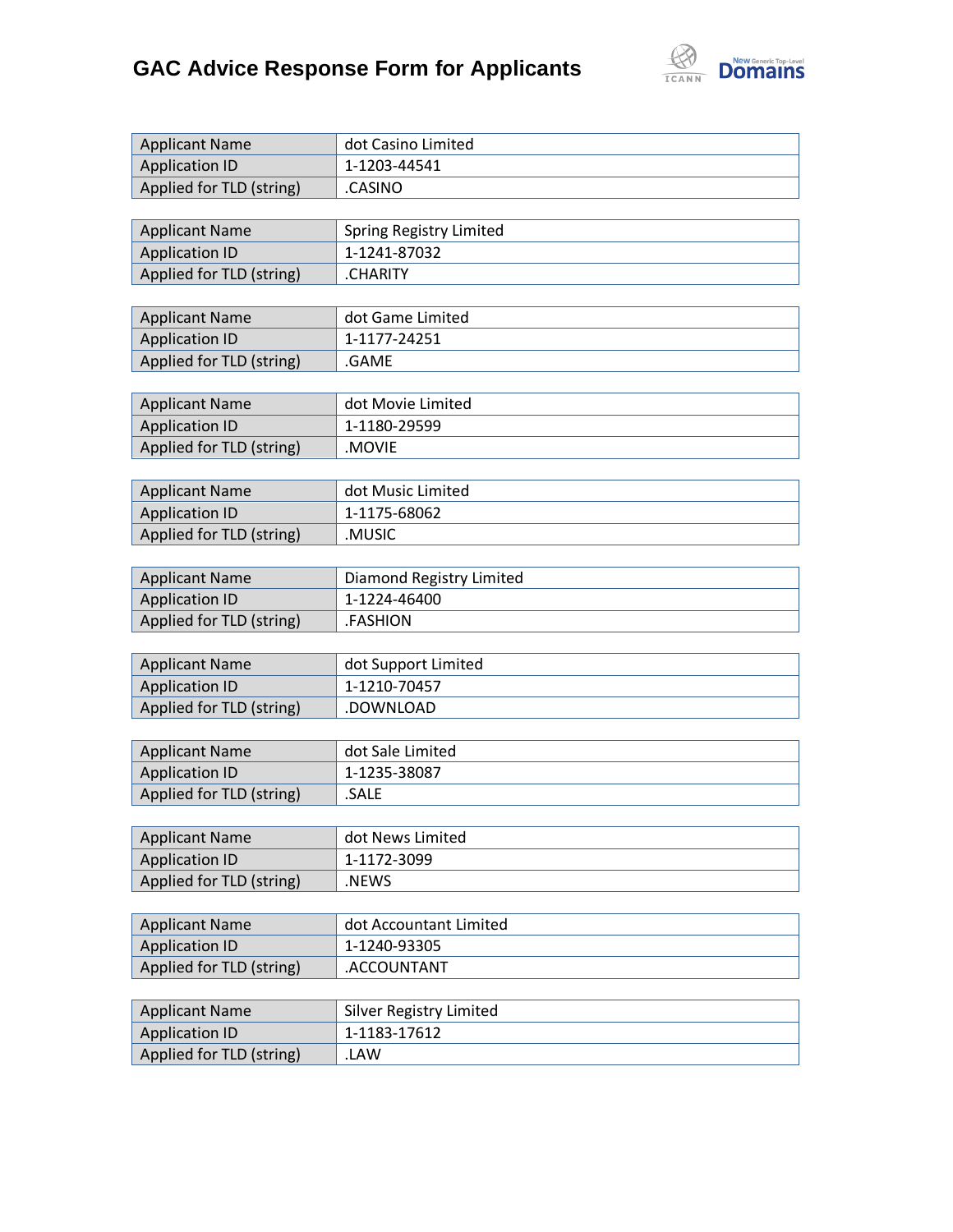# GAC Advice Response Form for Applicants

| Applicant Name | dot Casino Limited |
|---|---|
| Application ID | 1-1203-44541 |
| Applied for TLD (string) | .CASINO |

| Applicant Name | Spring Registry Limited |
|---|---|
| Application ID | 1-1241-87032 |
| Applied for TLD (string) | .CHARITY |

| Applicant Name | dot Game Limited |
|---|---|
| Application ID | 1-1177-24251 |
| Applied for TLD (string) | .GAME |

| Applicant Name | dot Movie Limited |
|---|---|
| Application ID | 1-1180-29599 |
| Applied for TLD (string) | .MOVIE |

| Applicant Name | dot Music Limited |
|---|---|
| Application ID | 1-1175-68062 |
| Applied for TLD (string) | .MUSIC |

| Applicant Name | Diamond Registry Limited |
|---|---|
| Application ID | 1-1224-46400 |
| Applied for TLD (string) | .FASHION |

| Applicant Name | dot Support Limited |
|---|---|
| Application ID | 1-1210-70457 |
| Applied for TLD (string) | .DOWNLOAD |

| Applicant Name | dot Sale Limited |
|---|---|
| Application ID | 1-1235-38087 |
| Applied for TLD (string) | .SALE |

| Applicant Name | dot News Limited |
|---|---|
| Application ID | 1-1172-3099 |
| Applied for TLD (string) | .NEWS |

| Applicant Name | dot Accountant Limited |
|---|---|
| Application ID | 1-1240-93305 |
| Applied for TLD (string) | .ACCOUNTANT |

| Applicant Name | Silver Registry Limited |
|---|---|
| Application ID | 1-1183-17612 |
| Applied for TLD (string) | .LAW |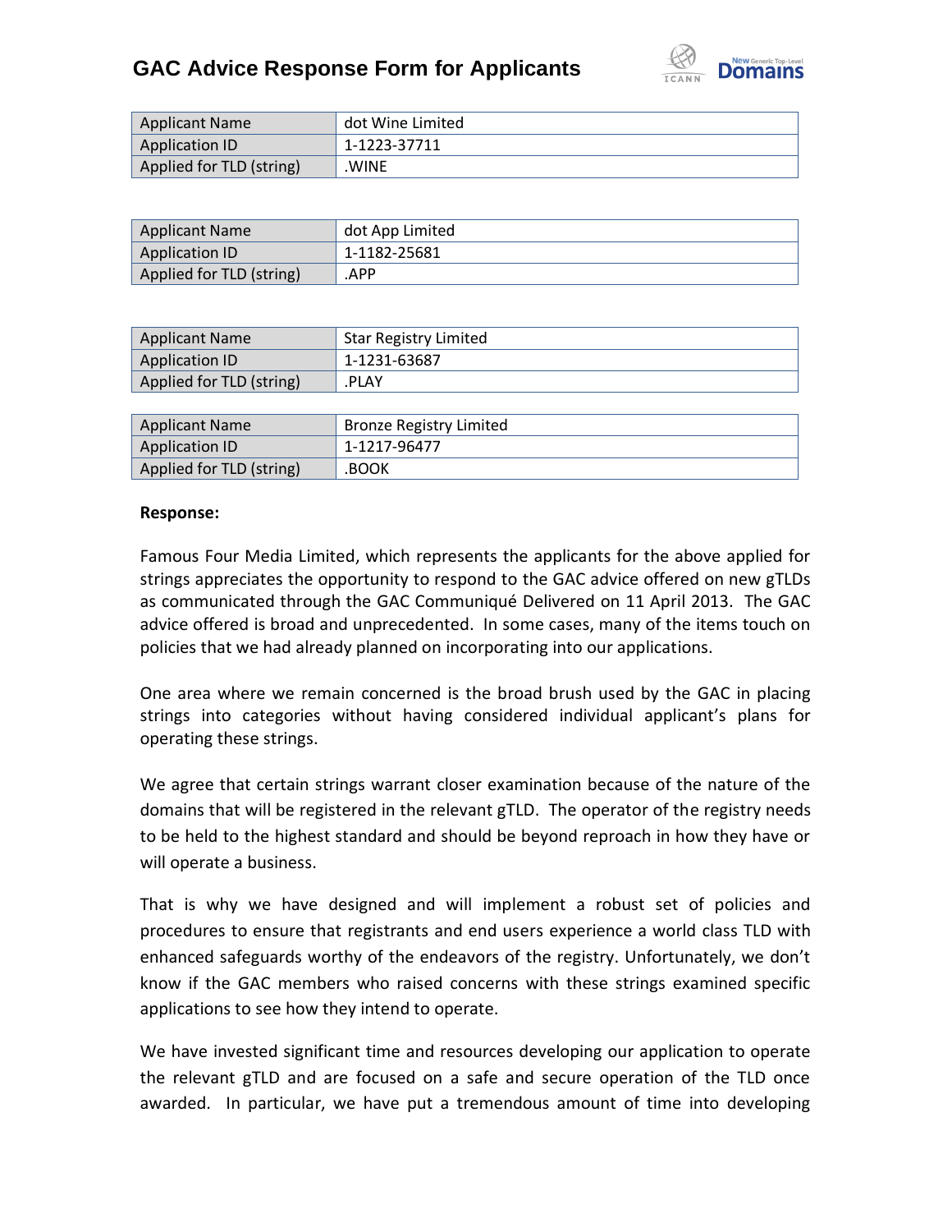# GAC Advice Response Form for Applicants

| Applicant Name | dot Wine Limited |
|---|---|
| Application ID | 1-1223-37711 |
| Applied for TLD (string) | .WINE |

| Applicant Name | dot App Limited |
|---|---|
| Application ID | 1-1182-25681 |
| Applied for TLD (string) | .APP |

| Applicant Name | Star Registry Limited |
|---|---|
| Application ID | 1-1231-63687 |
| Applied for TLD (string) | .PLAY |

| Applicant Name | Bronze Registry Limited |
|---|---|
| Application ID | 1-1217-96477 |
| Applied for TLD (string) | .BOOK |

**Response:**

Famous Four Media Limited, which represents the applicants for the above applied for strings appreciates the opportunity to respond to the GAC advice offered on new gTLDs as communicated through the GAC Communiqué Delivered on 11 April 2013. The GAC advice offered is broad and unprecedented. In some cases, many of the items touch on policies that we had already planned on incorporating into our applications.

One area where we remain concerned is the broad brush used by the GAC in placing strings into categories without having considered individual applicant's plans for operating these strings.

We agree that certain strings warrant closer examination because of the nature of the domains that will be registered in the relevant gTLD. The operator of the registry needs to be held to the highest standard and should be beyond reproach in how they have or will operate a business.

That is why we have designed and will implement a robust set of policies and procedures to ensure that registrants and end users experience a world class TLD with enhanced safeguards worthy of the endeavors of the registry. Unfortunately, we don't know if the GAC members who raised concerns with these strings examined specific applications to see how they intend to operate.

We have invested significant time and resources developing our application to operate the relevant gTLD and are focused on a safe and secure operation of the TLD once awarded. In particular, we have put a tremendous amount of time into developing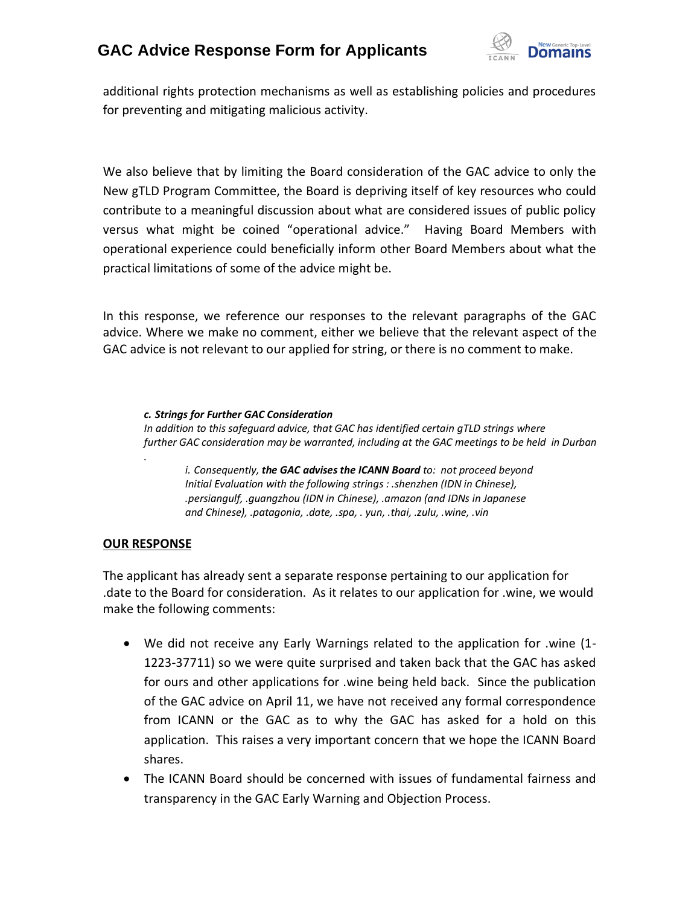additional rights protection mechanisms as well as establishing policies and procedures for preventing and mitigating malicious activity.

We also believe that by limiting the Board consideration of the GAC advice to only the New gTLD Program Committee, the Board is depriving itself of key resources who could contribute to a meaningful discussion about what are considered issues of public policy versus what might be coined "operational advice." Having Board Members with operational experience could beneficially inform other Board Members about what the practical limitations of some of the advice might be.

In this response, we reference our responses to the relevant paragraphs of the GAC advice. Where we make no comment, either we believe that the relevant aspect of the GAC advice is not relevant to our applied for string, or there is no comment to make.

> ***c. Strings for Further GAC Consideration***
> *In addition to this safeguard advice, that GAC has identified certain gTLD strings where further GAC consideration may be warranted, including at the GAC meetings to be held in Durban*
> *.*
>
> > *i. Consequently, **the GAC advises the ICANN Board** to: not proceed beyond Initial Evaluation with the following strings : .shenzhen (IDN in Chinese), .persiangulf, .guangzhou (IDN in Chinese), .amazon (and IDNs in Japanese and Chinese), .patagonia, .date, .spa, . yun, .thai, .zulu, .wine, .vin*

**OUR RESPONSE**

The applicant has already sent a separate response pertaining to our application for .date to the Board for consideration. As it relates to our application for .wine, we would make the following comments:

- We did not receive any Early Warnings related to the application for .wine (1-1223-37711) so we were quite surprised and taken back that the GAC has asked for ours and other applications for .wine being held back. Since the publication of the GAC advice on April 11, we have not received any formal correspondence from ICANN or the GAC as to why the GAC has asked for a hold on this application. This raises a very important concern that we hope the ICANN Board shares.
- The ICANN Board should be concerned with issues of fundamental fairness and transparency in the GAC Early Warning and Objection Process.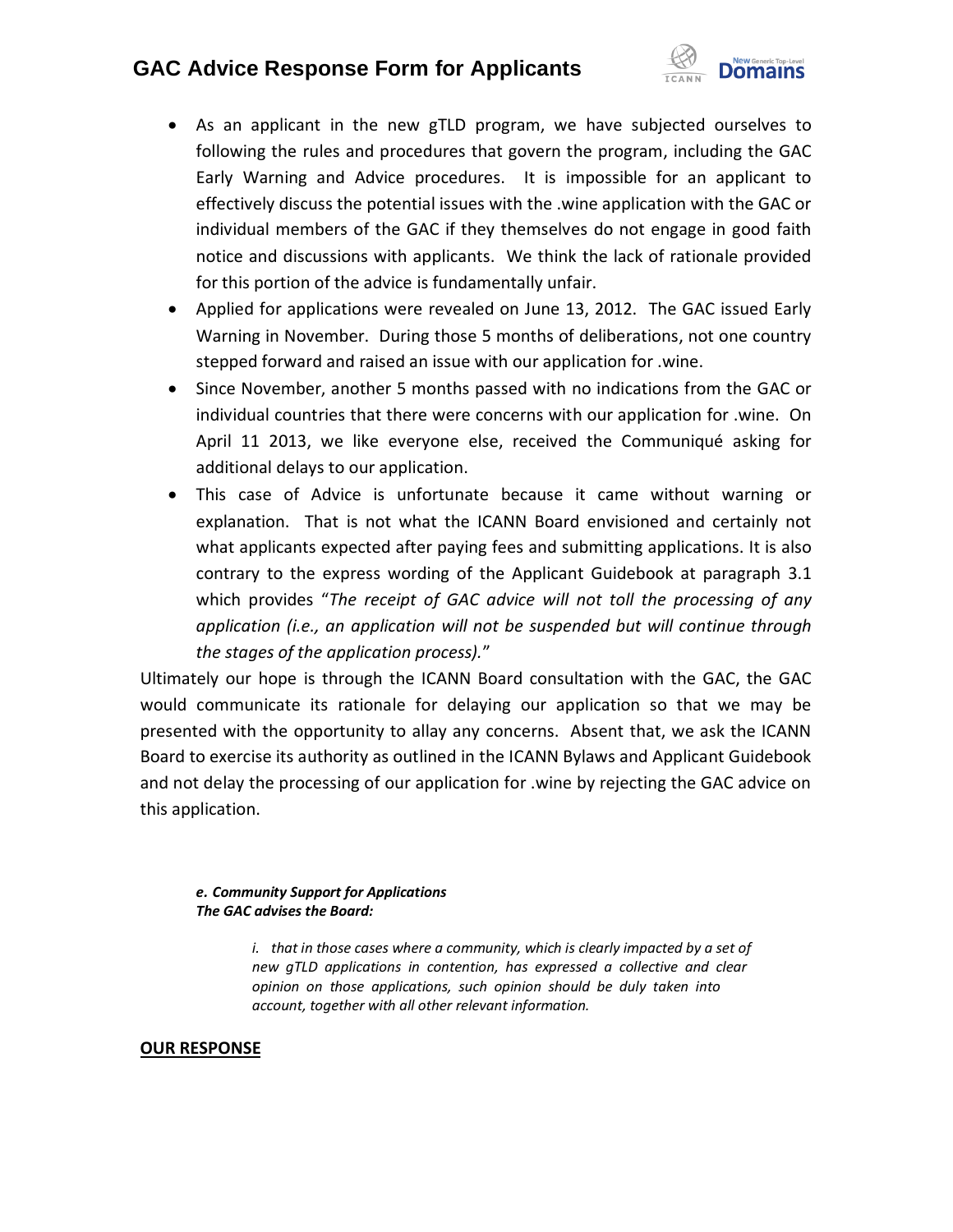- As an applicant in the new gTLD program, we have subjected ourselves to following the rules and procedures that govern the program, including the GAC Early Warning and Advice procedures. It is impossible for an applicant to effectively discuss the potential issues with the .wine application with the GAC or individual members of the GAC if they themselves do not engage in good faith notice and discussions with applicants. We think the lack of rationale provided for this portion of the advice is fundamentally unfair.
- Applied for applications were revealed on June 13, 2012. The GAC issued Early Warning in November. During those 5 months of deliberations, not one country stepped forward and raised an issue with our application for .wine.
- Since November, another 5 months passed with no indications from the GAC or individual countries that there were concerns with our application for .wine. On April 11 2013, we like everyone else, received the Communiqué asking for additional delays to our application.
- This case of Advice is unfortunate because it came without warning or explanation. That is not what the ICANN Board envisioned and certainly not what applicants expected after paying fees and submitting applications. It is also contrary to the express wording of the Applicant Guidebook at paragraph 3.1 which provides "*The receipt of GAC advice will not toll the processing of any application (i.e., an application will not be suspended but will continue through the stages of the application process).*"

Ultimately our hope is through the ICANN Board consultation with the GAC, the GAC would communicate its rationale for delaying our application so that we may be presented with the opportunity to allay any concerns. Absent that, we ask the ICANN Board to exercise its authority as outlined in the ICANN Bylaws and Applicant Guidebook and not delay the processing of our application for .wine by rejecting the GAC advice on this application.

***e. Community Support for Applications***
***The GAC advises the Board:***

> *i. that in those cases where a community, which is clearly impacted by a set of new gTLD applications in contention, has expressed a collective and clear opinion on those applications, such opinion should be duly taken into account, together with all other relevant information.*

**OUR RESPONSE**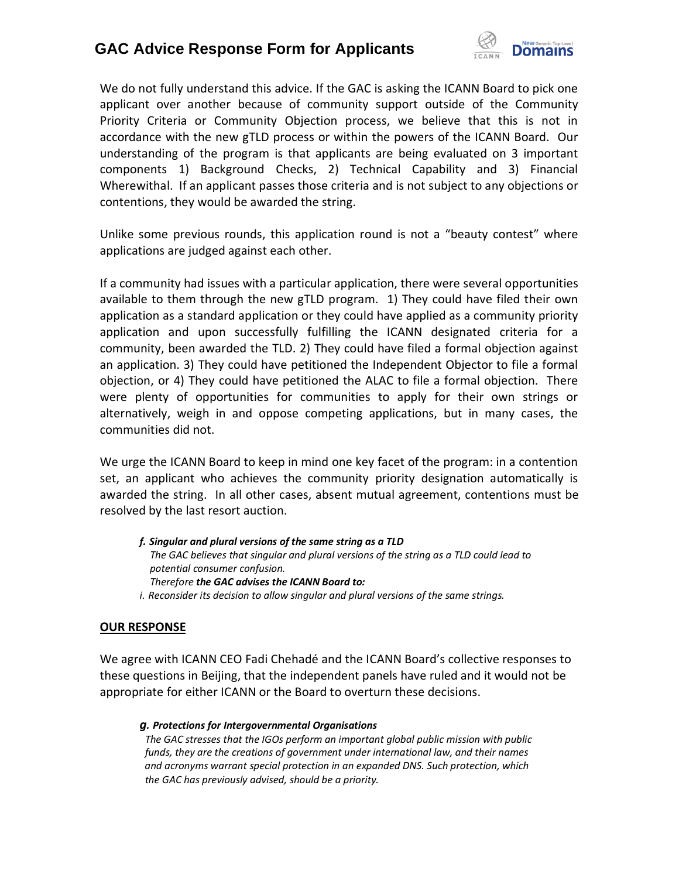We do not fully understand this advice. If the GAC is asking the ICANN Board to pick one applicant over another because of community support outside of the Community Priority Criteria or Community Objection process, we believe that this is not in accordance with the new gTLD process or within the powers of the ICANN Board. Our understanding of the program is that applicants are being evaluated on 3 important components 1) Background Checks, 2) Technical Capability and 3) Financial Wherewithal. If an applicant passes those criteria and is not subject to any objections or contentions, they would be awarded the string.

Unlike some previous rounds, this application round is not a "beauty contest" where applications are judged against each other.

If a community had issues with a particular application, there were several opportunities available to them through the new gTLD program. 1) They could have filed their own application as a standard application or they could have applied as a community priority application and upon successfully fulfilling the ICANN designated criteria for a community, been awarded the TLD. 2) They could have filed a formal objection against an application. 3) They could have petitioned the Independent Objector to file a formal objection, or 4) They could have petitioned the ALAC to file a formal objection. There were plenty of opportunities for communities to apply for their own strings or alternatively, weigh in and oppose competing applications, but in many cases, the communities did not.

We urge the ICANN Board to keep in mind one key facet of the program: in a contention set, an applicant who achieves the community priority designation automatically is awarded the string. In all other cases, absent mutual agreement, contentions must be resolved by the last resort auction.

***f. Singular and plural versions of the same string as a TLD***

*The GAC believes that singular and plural versions of the string as a TLD could lead to potential consumer confusion.*

*Therefore* ***the GAC advises the ICANN Board to:***

*i. Reconsider its decision to allow singular and plural versions of the same strings.*

**OUR RESPONSE**

We agree with ICANN CEO Fadi Chehadé and the ICANN Board's collective responses to these questions in Beijing, that the independent panels have ruled and it would not be appropriate for either ICANN or the Board to overturn these decisions.

***g. Protections for Intergovernmental Organisations***

*The GAC stresses that the IGOs perform an important global public mission with public funds, they are the creations of government under international law, and their names and acronyms warrant special protection in an expanded DNS. Such protection, which the GAC has previously advised, should be a priority.*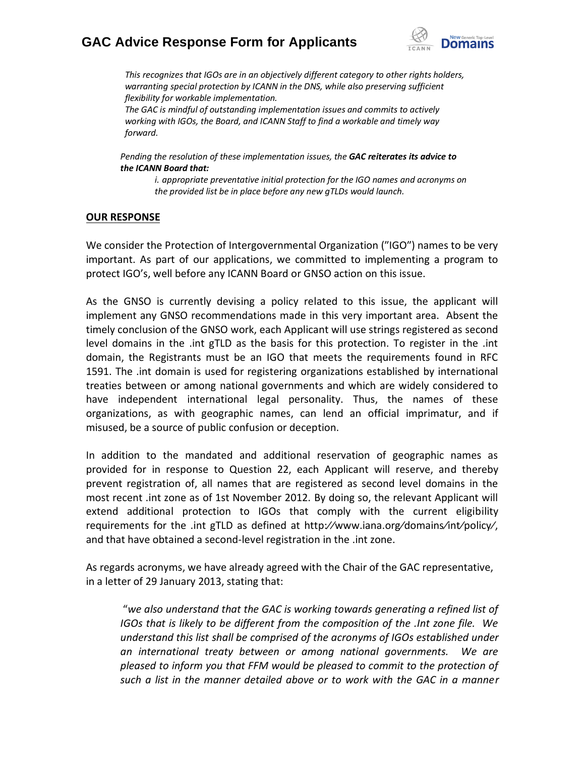*This recognizes that IGOs are in an objectively different category to other rights holders, warranting special protection by ICANN in the DNS, while also preserving sufficient flexibility for workable implementation.*
*The GAC is mindful of outstanding implementation issues and commits to actively working with IGOs, the Board, and ICANN Staff to find a workable and timely way forward.*

*Pending the resolution of these implementation issues, the **GAC reiterates its advice to the ICANN Board that:***

*i. appropriate preventative initial protection for the IGO names and acronyms on the provided list be in place before any new gTLDs would launch.*

**OUR RESPONSE**

We consider the Protection of Intergovernmental Organization ("IGO") names to be very important. As part of our applications, we committed to implementing a program to protect IGO's, well before any ICANN Board or GNSO action on this issue.

As the GNSO is currently devising a policy related to this issue, the applicant will implement any GNSO recommendations made in this very important area. Absent the timely conclusion of the GNSO work, each Applicant will use strings registered as second level domains in the .int gTLD as the basis for this protection. To register in the .int domain, the Registrants must be an IGO that meets the requirements found in RFC 1591. The .int domain is used for registering organizations established by international treaties between or among national governments and which are widely considered to have independent international legal personality. Thus, the names of these organizations, as with geographic names, can lend an official imprimatur, and if misused, be a source of public confusion or deception.

In addition to the mandated and additional reservation of geographic names as provided for in response to Question 22, each Applicant will reserve, and thereby prevent registration of, all names that are registered as second level domains in the most recent .int zone as of 1st November 2012. By doing so, the relevant Applicant will extend additional protection to IGOs that comply with the current eligibility requirements for the .int gTLD as defined at http://www.iana.org/domains/int/policy/, and that have obtained a second-level registration in the .int zone.

As regards acronyms, we have already agreed with the Chair of the GAC representative, in a letter of 29 January 2013, stating that:

> "*we also understand that the GAC is working towards generating a refined list of IGOs that is likely to be different from the composition of the .Int zone file. We understand this list shall be comprised of the acronyms of IGOs established under an international treaty between or among national governments. We are pleased to inform you that FFM would be pleased to commit to the protection of such a list in the manner detailed above or to work with the GAC in a manner*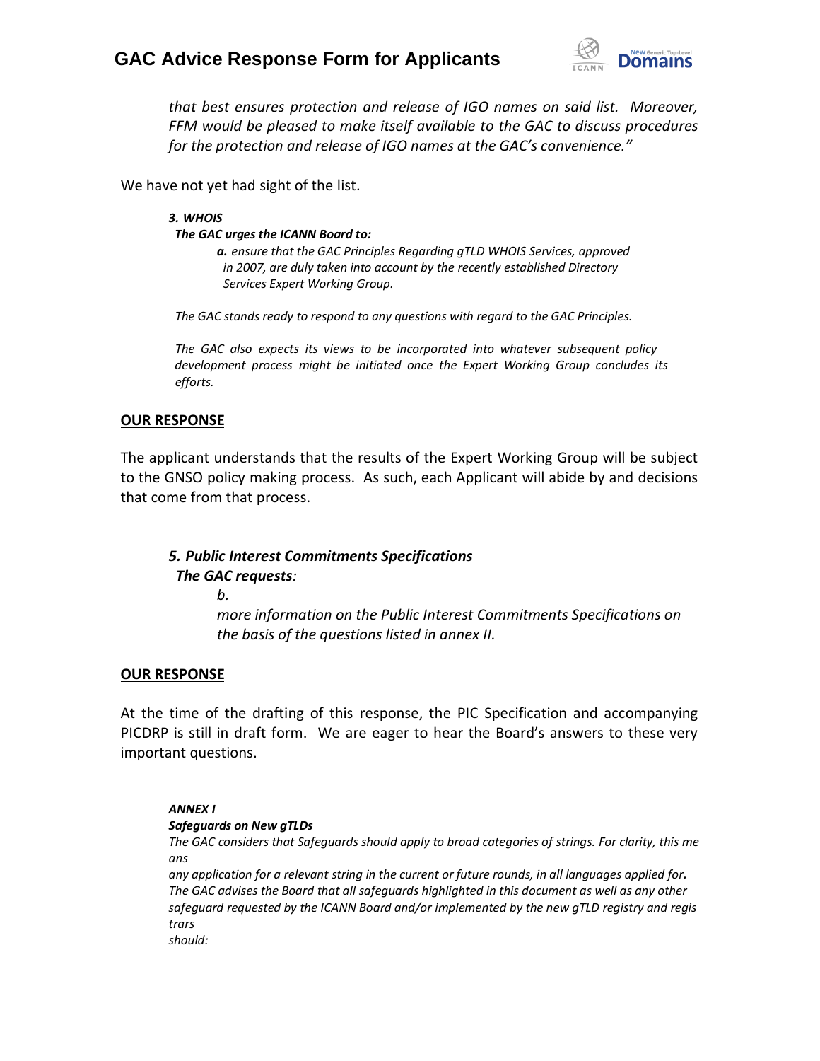*that best ensures protection and release of IGO names on said list. Moreover, FFM would be pleased to make itself available to the GAC to discuss procedures for the protection and release of IGO names at the GAC's convenience."*

We have not yet had sight of the list.

***3. WHOIS***

***The GAC urges the ICANN Board to:***

***a.*** *ensure that the GAC Principles Regarding gTLD WHOIS Services, approved in 2007, are duly taken into account by the recently established Directory Services Expert Working Group.*

*The GAC stands ready to respond to any questions with regard to the GAC Principles.*

*The GAC also expects its views to be incorporated into whatever subsequent policy development process might be initiated once the Expert Working Group concludes its efforts.*

**OUR RESPONSE**

The applicant understands that the results of the Expert Working Group will be subject to the GNSO policy making process. As such, each Applicant will abide by and decisions that come from that process.

***5. Public Interest Commitments Specifications***

***The GAC requests****:*

*b.*

*more information on the Public Interest Commitments Specifications on the basis of the questions listed in annex II.*

**OUR RESPONSE**

At the time of the drafting of this response, the PIC Specification and accompanying PICDRP is still in draft form. We are eager to hear the Board's answers to these very important questions.

***ANNEX I***

***Safeguards on New gTLDs***

*The GAC considers that Safeguards should apply to broad categories of strings. For clarity, this me ans*

*any application for a relevant string in the current or future rounds, in all languages applied for****.*** *The GAC advises the Board that all safeguards highlighted in this document as well as any other safeguard requested by the ICANN Board and/or implemented by the new gTLD registry and regis trars*

*should:*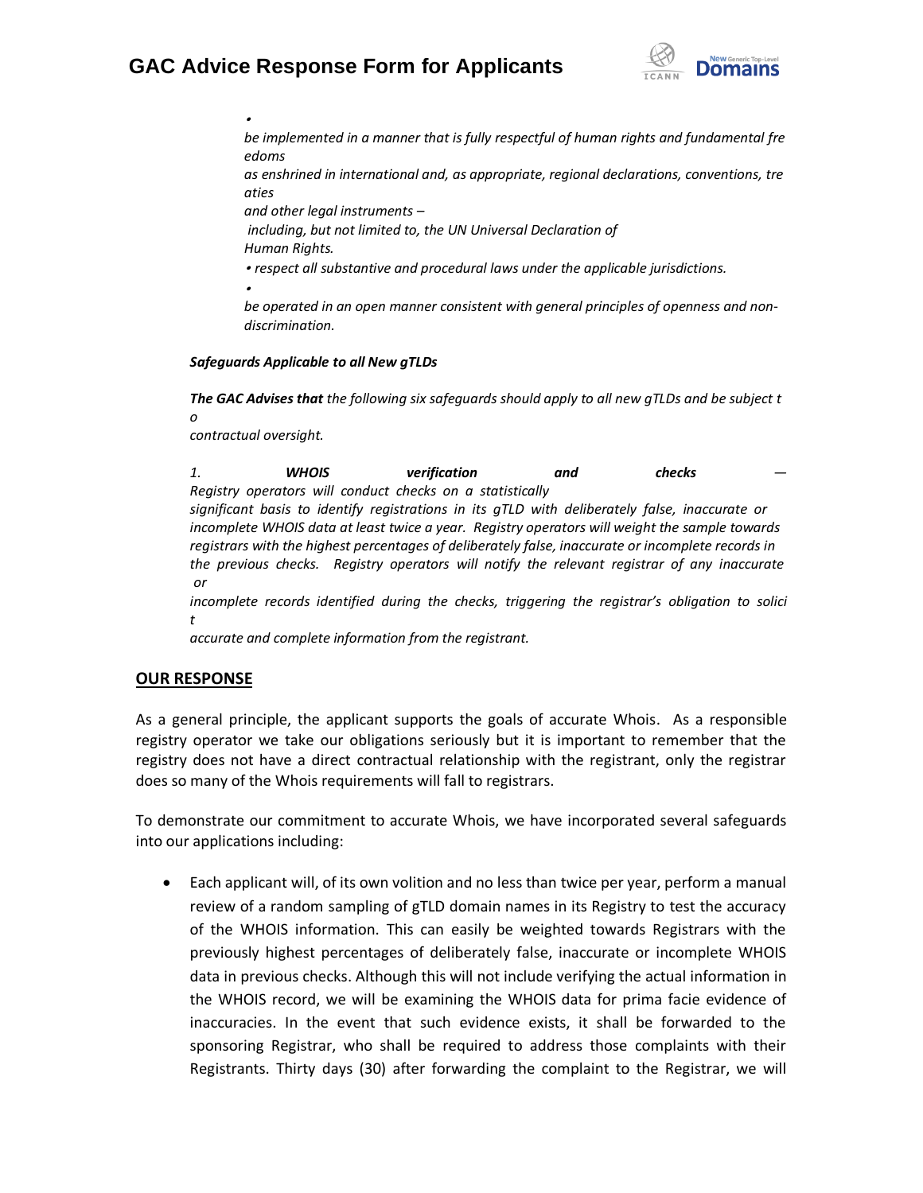- *be implemented in a manner that is fully respectful of human rights and fundamental freedoms as enshrined in international and, as appropriate, regional declarations, conventions, treaties and other legal instruments – including, but not limited to, the UN Universal Declaration of Human Rights.*
- *respect all substantive and procedural laws under the applicable jurisdictions.*
- *be operated in an open manner consistent with general principles of openness and non-discrimination.*

***Safeguards Applicable to all New gTLDs***

***The GAC Advises that*** *the following six safeguards should apply to all new gTLDs and be subject to contractual oversight.*

*1. **WHOIS verification and checks** — Registry operators will conduct checks on a statistically significant basis to identify registrations in its gTLD with deliberately false, inaccurate or incomplete WHOIS data at least twice a year. Registry operators will weight the sample towards registrars with the highest percentages of deliberately false, inaccurate or incomplete records in the previous checks. Registry operators will notify the relevant registrar of any inaccurate or incomplete records identified during the checks, triggering the registrar's obligation to solicit accurate and complete information from the registrant.*

## OUR RESPONSE

As a general principle, the applicant supports the goals of accurate Whois. As a responsible registry operator we take our obligations seriously but it is important to remember that the registry does not have a direct contractual relationship with the registrant, only the registrar does so many of the Whois requirements will fall to registrars.

To demonstrate our commitment to accurate Whois, we have incorporated several safeguards into our applications including:

- Each applicant will, of its own volition and no less than twice per year, perform a manual review of a random sampling of gTLD domain names in its Registry to test the accuracy of the WHOIS information. This can easily be weighted towards Registrars with the previously highest percentages of deliberately false, inaccurate or incomplete WHOIS data in previous checks. Although this will not include verifying the actual information in the WHOIS record, we will be examining the WHOIS data for prima facie evidence of inaccuracies. In the event that such evidence exists, it shall be forwarded to the sponsoring Registrar, who shall be required to address those complaints with their Registrants. Thirty days (30) after forwarding the complaint to the Registrar, we will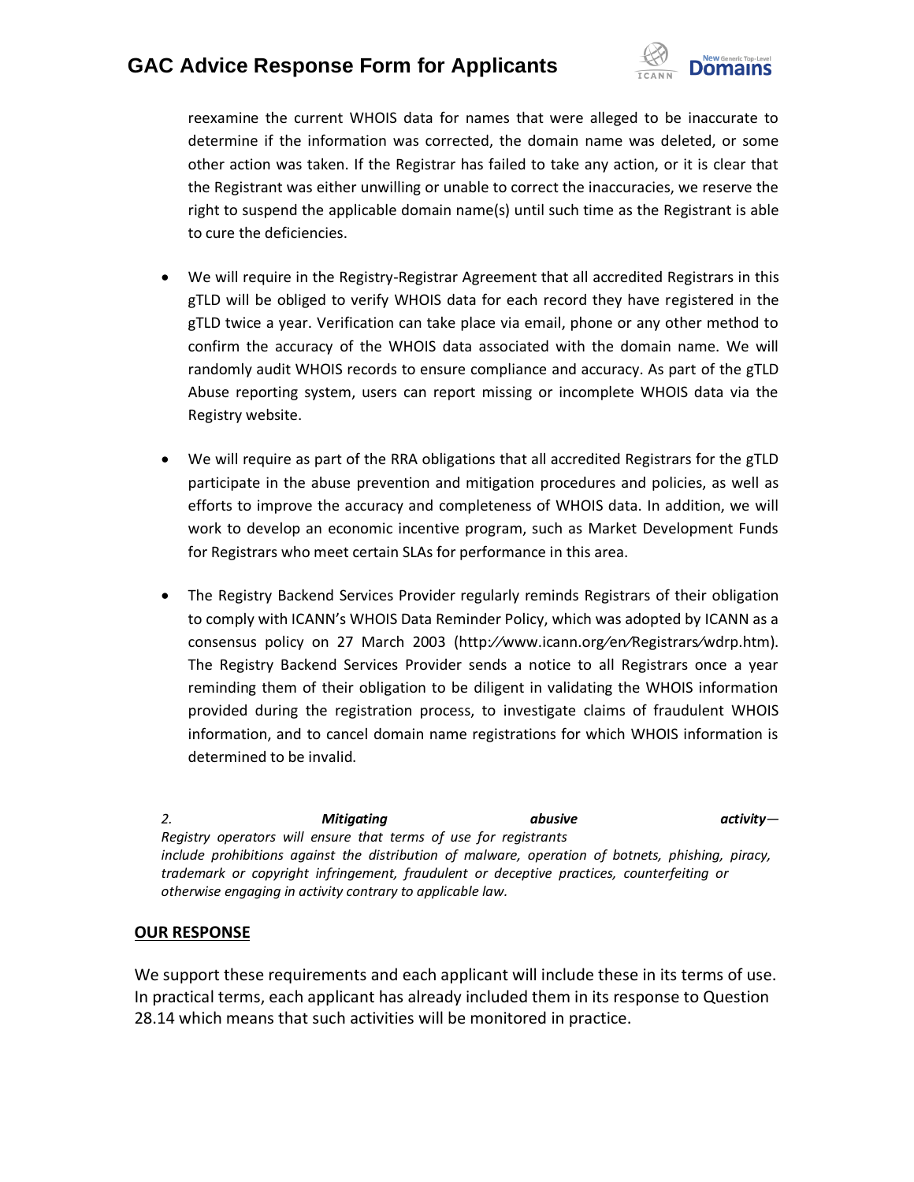reexamine the current WHOIS data for names that were alleged to be inaccurate to determine if the information was corrected, the domain name was deleted, or some other action was taken. If the Registrar has failed to take any action, or it is clear that the Registrant was either unwilling or unable to correct the inaccuracies, we reserve the right to suspend the applicable domain name(s) until such time as the Registrant is able to cure the deficiencies.

- We will require in the Registry-Registrar Agreement that all accredited Registrars in this gTLD will be obliged to verify WHOIS data for each record they have registered in the gTLD twice a year. Verification can take place via email, phone or any other method to confirm the accuracy of the WHOIS data associated with the domain name. We will randomly audit WHOIS records to ensure compliance and accuracy. As part of the gTLD Abuse reporting system, users can report missing or incomplete WHOIS data via the Registry website.

- We will require as part of the RRA obligations that all accredited Registrars for the gTLD participate in the abuse prevention and mitigation procedures and policies, as well as efforts to improve the accuracy and completeness of WHOIS data. In addition, we will work to develop an economic incentive program, such as Market Development Funds for Registrars who meet certain SLAs for performance in this area.

- The Registry Backend Services Provider regularly reminds Registrars of their obligation to comply with ICANN's WHOIS Data Reminder Policy, which was adopted by ICANN as a consensus policy on 27 March 2003 (http://www.icann.org/en/Registrars/wdrp.htm). The Registry Backend Services Provider sends a notice to all Registrars once a year reminding them of their obligation to be diligent in validating the WHOIS information provided during the registration process, to investigate claims of fraudulent WHOIS information, and to cancel domain name registrations for which WHOIS information is determined to be invalid.

*2. **Mitigating abusive activity**— Registry operators will ensure that terms of use for registrants include prohibitions against the distribution of malware, operation of botnets, phishing, piracy, trademark or copyright infringement, fraudulent or deceptive practices, counterfeiting or otherwise engaging in activity contrary to applicable law.*

**OUR RESPONSE**

We support these requirements and each applicant will include these in its terms of use. In practical terms, each applicant has already included them in its response to Question 28.14 which means that such activities will be monitored in practice.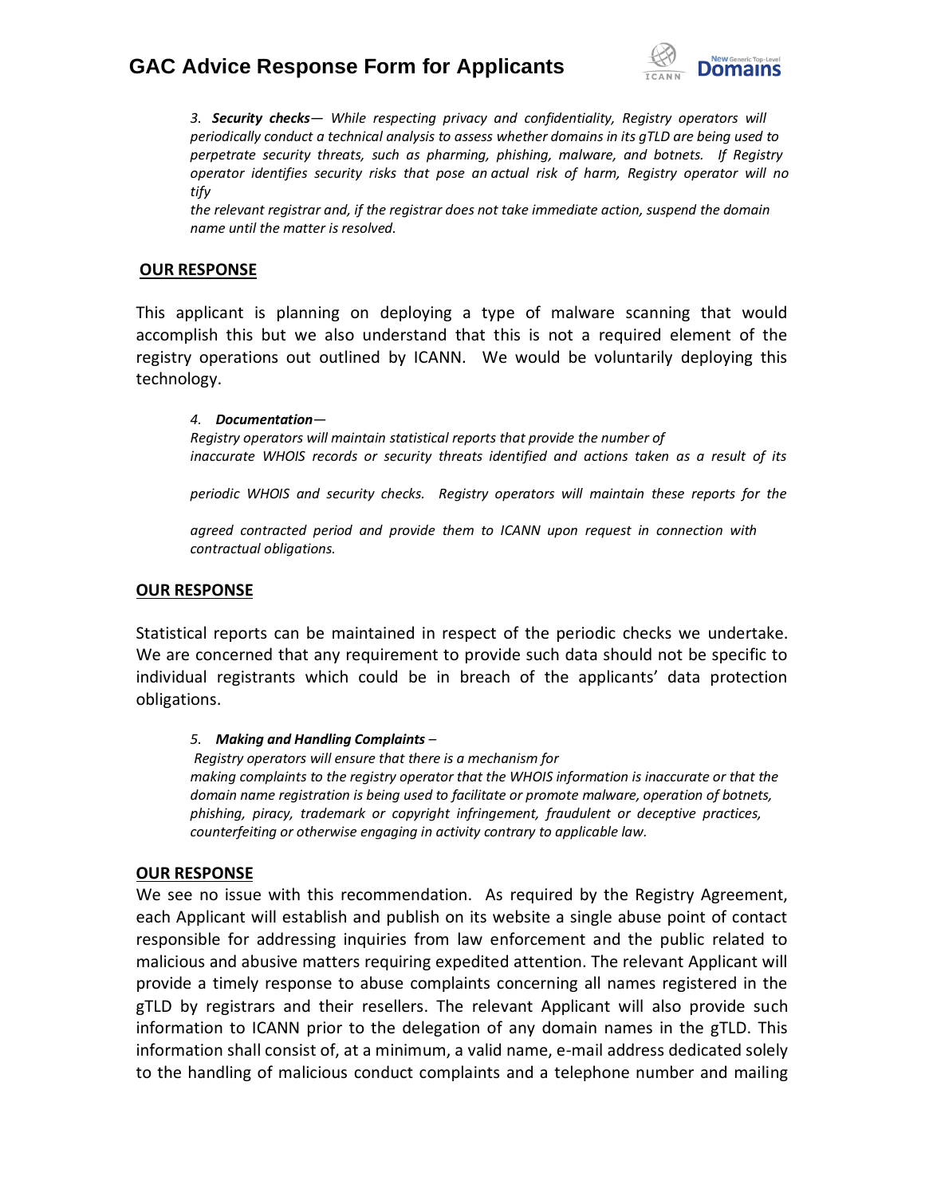3. ***Security checks***— *While respecting privacy and confidentiality, Registry operators will periodically conduct a technical analysis to assess whether domains in its gTLD are being used to perpetrate security threats, such as pharming, phishing, malware, and botnets. If Registry operator identifies security risks that pose an actual risk of harm, Registry operator will no tify the relevant registrar and, if the registrar does not take immediate action, suspend the domain name until the matter is resolved.*

**OUR RESPONSE**

This applicant is planning on deploying a type of malware scanning that would accomplish this but we also understand that this is not a required element of the registry operations out outlined by ICANN. We would be voluntarily deploying this technology.

4. ***Documentation***—
*Registry operators will maintain statistical reports that provide the number of inaccurate WHOIS records or security threats identified and actions taken as a result of its periodic WHOIS and security checks. Registry operators will maintain these reports for the agreed contracted period and provide them to ICANN upon request in connection with contractual obligations.*

**OUR RESPONSE**

Statistical reports can be maintained in respect of the periodic checks we undertake. We are concerned that any requirement to provide such data should not be specific to individual registrants which could be in breach of the applicants' data protection obligations.

5. ***Making and Handling Complaints*** –
*Registry operators will ensure that there is a mechanism for making complaints to the registry operator that the WHOIS information is inaccurate or that the domain name registration is being used to facilitate or promote malware, operation of botnets, phishing, piracy, trademark or copyright infringement, fraudulent or deceptive practices, counterfeiting or otherwise engaging in activity contrary to applicable law.*

**OUR RESPONSE**

We see no issue with this recommendation. As required by the Registry Agreement, each Applicant will establish and publish on its website a single abuse point of contact responsible for addressing inquiries from law enforcement and the public related to malicious and abusive matters requiring expedited attention. The relevant Applicant will provide a timely response to abuse complaints concerning all names registered in the gTLD by registrars and their resellers. The relevant Applicant will also provide such information to ICANN prior to the delegation of any domain names in the gTLD. This information shall consist of, at a minimum, a valid name, e-mail address dedicated solely to the handling of malicious conduct complaints and a telephone number and mailing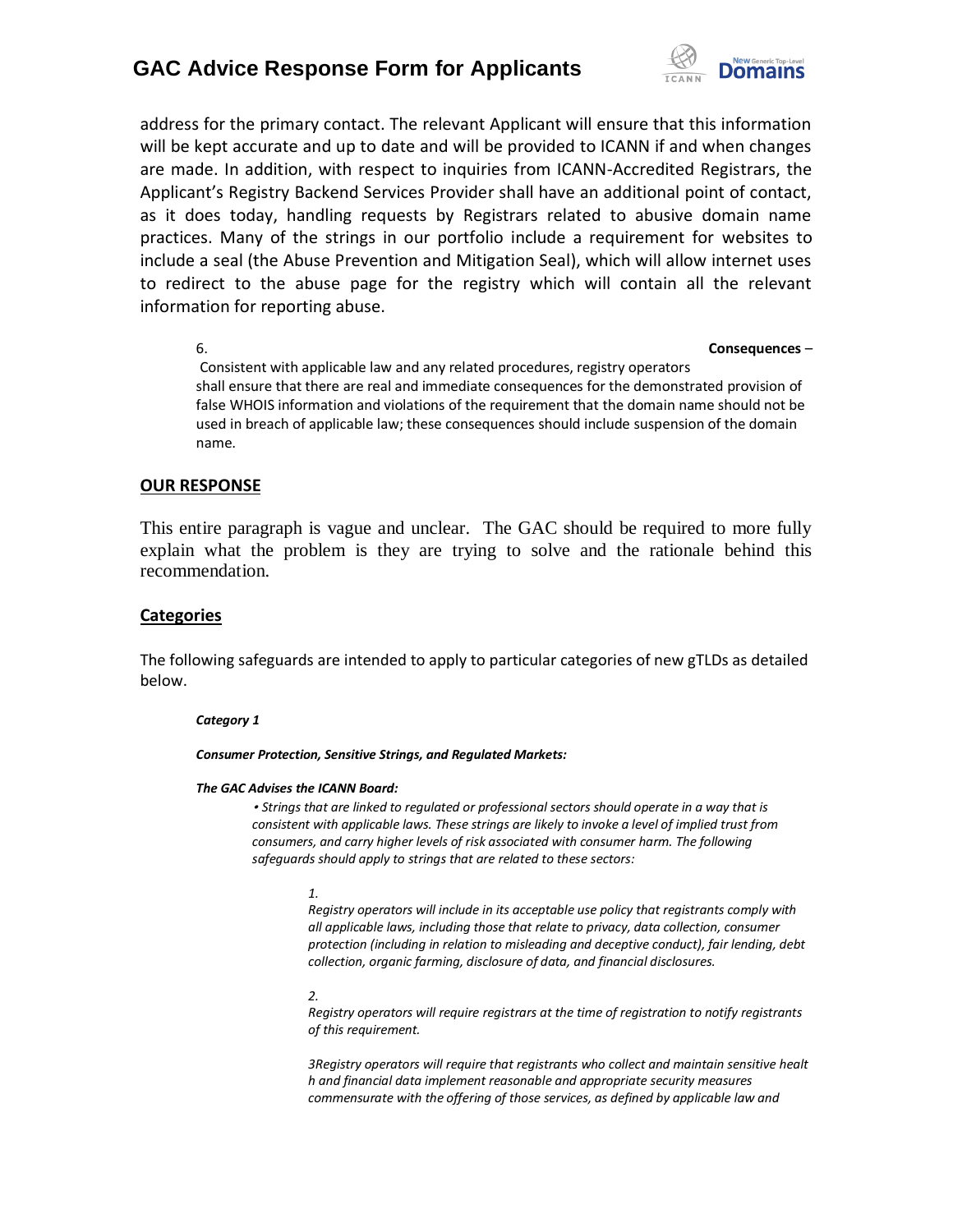address for the primary contact. The relevant Applicant will ensure that this information will be kept accurate and up to date and will be provided to ICANN if and when changes are made. In addition, with respect to inquiries from ICANN-Accredited Registrars, the Applicant's Registry Backend Services Provider shall have an additional point of contact, as it does today, handling requests by Registrars related to abusive domain name practices. Many of the strings in our portfolio include a requirement for websites to include a seal (the Abuse Prevention and Mitigation Seal), which will allow internet uses to redirect to the abuse page for the registry which will contain all the relevant information for reporting abuse.

> 6. **Consequences** – Consistent with applicable law and any related procedures, registry operators shall ensure that there are real and immediate consequences for the demonstrated provision of false WHOIS information and violations of the requirement that the domain name should not be used in breach of applicable law; these consequences should include suspension of the domain name.

**OUR RESPONSE**

This entire paragraph is vague and unclear. The GAC should be required to more fully explain what the problem is they are trying to solve and the rationale behind this recommendation.

**Categories**

The following safeguards are intended to apply to particular categories of new gTLDs as detailed below.

***Category 1***

***Consumer Protection, Sensitive Strings, and Regulated Markets:***

***The GAC Advises the ICANN Board:***

*• Strings that are linked to regulated or professional sectors should operate in a way that is consistent with applicable laws. These strings are likely to invoke a level of implied trust from consumers, and carry higher levels of risk associated with consumer harm. The following safeguards should apply to strings that are related to these sectors:*

*1.*
*Registry operators will include in its acceptable use policy that registrants comply with all applicable laws, including those that relate to privacy, data collection, consumer protection (including in relation to misleading and deceptive conduct), fair lending, debt collection, organic farming, disclosure of data, and financial disclosures.*

*2.*
*Registry operators will require registrars at the time of registration to notify registrants of this requirement.*

*3Registry operators will require that registrants who collect and maintain sensitive healt h and financial data implement reasonable and appropriate security measures commensurate with the offering of those services, as defined by applicable law and*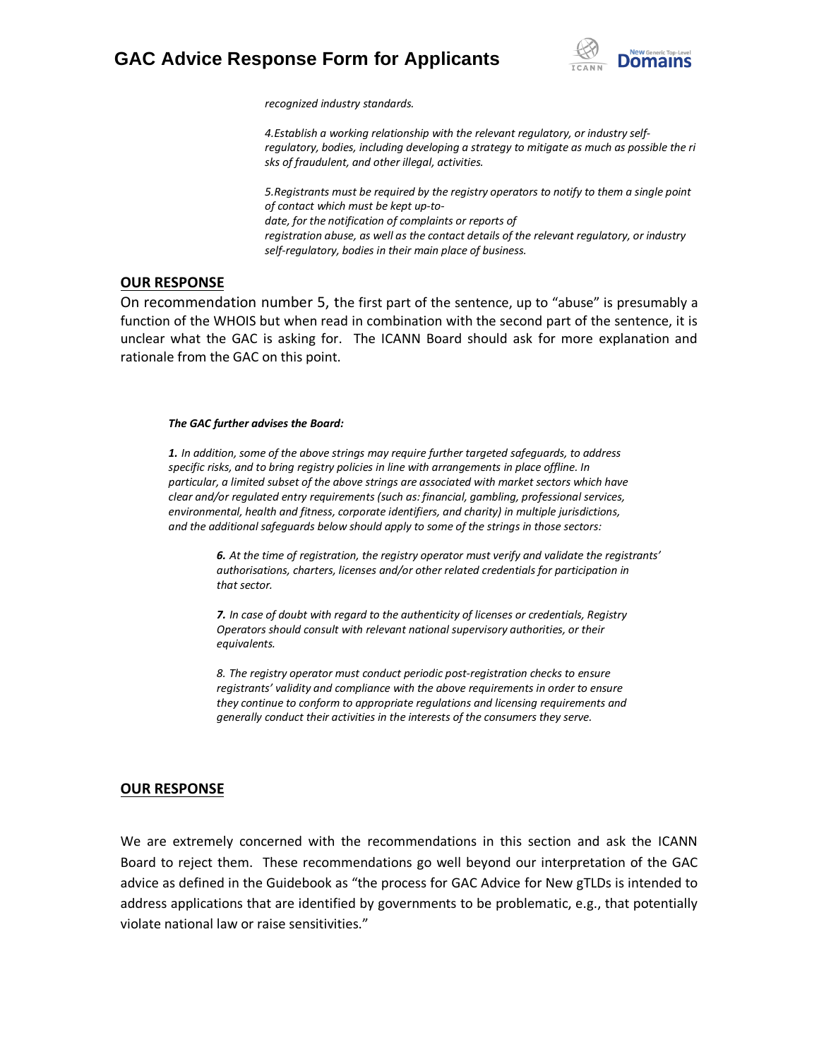*recognized industry standards.*

*4.Establish a working relationship with the relevant regulatory, or industry self-regulatory, bodies, including developing a strategy to mitigate as much as possible the risks of fraudulent, and other illegal, activities.*

*5.Registrants must be required by the registry operators to notify to them a single point of contact which must be kept up-to-date, for the notification of complaints or reports of registration abuse, as well as the contact details of the relevant regulatory, or industry self-regulatory, bodies in their main place of business.*

## OUR RESPONSE

On recommendation number 5, the first part of the sentence, up to "abuse" is presumably a function of the WHOIS but when read in combination with the second part of the sentence, it is unclear what the GAC is asking for. The ICANN Board should ask for more explanation and rationale from the GAC on this point.

***The GAC further advises the Board:***

***1.*** *In addition, some of the above strings may require further targeted safeguards, to address specific risks, and to bring registry policies in line with arrangements in place offline. In particular, a limited subset of the above strings are associated with market sectors which have clear and/or regulated entry requirements (such as: financial, gambling, professional services, environmental, health and fitness, corporate identifiers, and charity) in multiple jurisdictions, and the additional safeguards below should apply to some of the strings in those sectors:*

***6.*** *At the time of registration, the registry operator must verify and validate the registrants' authorisations, charters, licenses and/or other related credentials for participation in that sector.*

***7.*** *In case of doubt with regard to the authenticity of licenses or credentials, Registry Operators should consult with relevant national supervisory authorities, or their equivalents.*

*8. The registry operator must conduct periodic post-registration checks to ensure registrants' validity and compliance with the above requirements in order to ensure they continue to conform to appropriate regulations and licensing requirements and generally conduct their activities in the interests of the consumers they serve.*

## OUR RESPONSE

We are extremely concerned with the recommendations in this section and ask the ICANN Board to reject them. These recommendations go well beyond our interpretation of the GAC advice as defined in the Guidebook as "the process for GAC Advice for New gTLDs is intended to address applications that are identified by governments to be problematic, e.g., that potentially violate national law or raise sensitivities."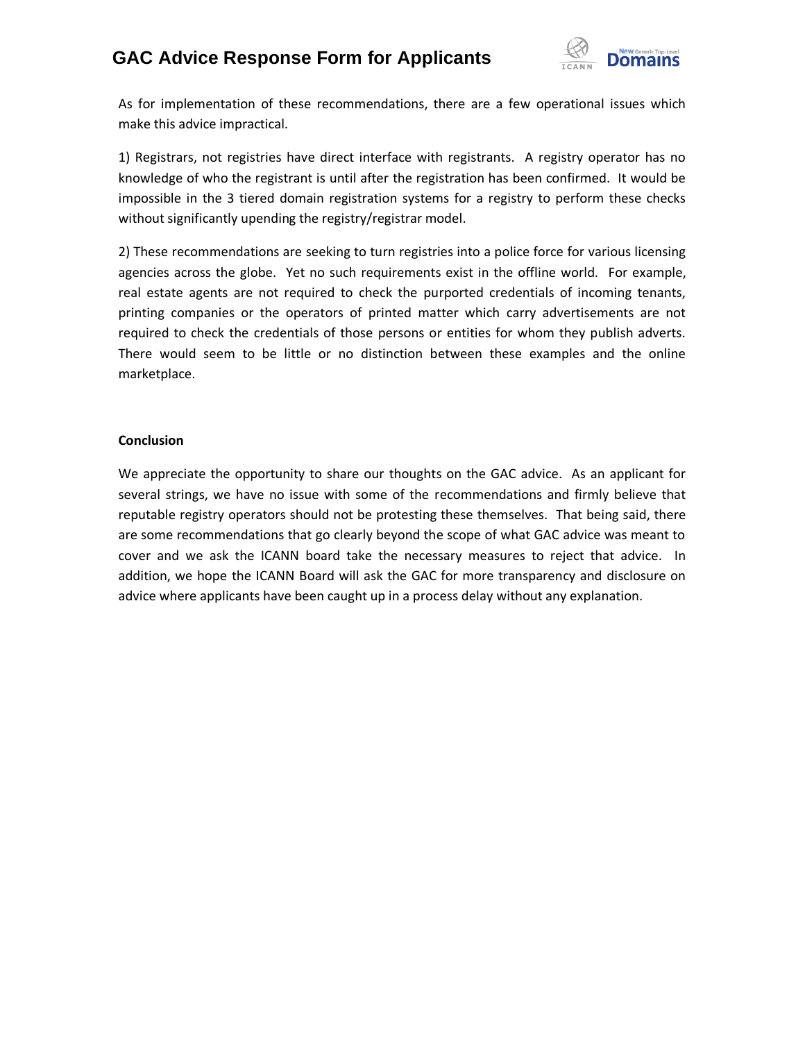As for implementation of these recommendations, there are a few operational issues which make this advice impractical.

1) Registrars, not registries have direct interface with registrants. A registry operator has no knowledge of who the registrant is until after the registration has been confirmed. It would be impossible in the 3 tiered domain registration systems for a registry to perform these checks without significantly upending the registry/registrar model.

2) These recommendations are seeking to turn registries into a police force for various licensing agencies across the globe. Yet no such requirements exist in the offline world. For example, real estate agents are not required to check the purported credentials of incoming tenants, printing companies or the operators of printed matter which carry advertisements are not required to check the credentials of those persons or entities for whom they publish adverts. There would seem to be little or no distinction between these examples and the online marketplace.

**Conclusion**

We appreciate the opportunity to share our thoughts on the GAC advice. As an applicant for several strings, we have no issue with some of the recommendations and firmly believe that reputable registry operators should not be protesting these themselves. That being said, there are some recommendations that go clearly beyond the scope of what GAC advice was meant to cover and we ask the ICANN board take the necessary measures to reject that advice. In addition, we hope the ICANN Board will ask the GAC for more transparency and disclosure on advice where applicants have been caught up in a process delay without any explanation.